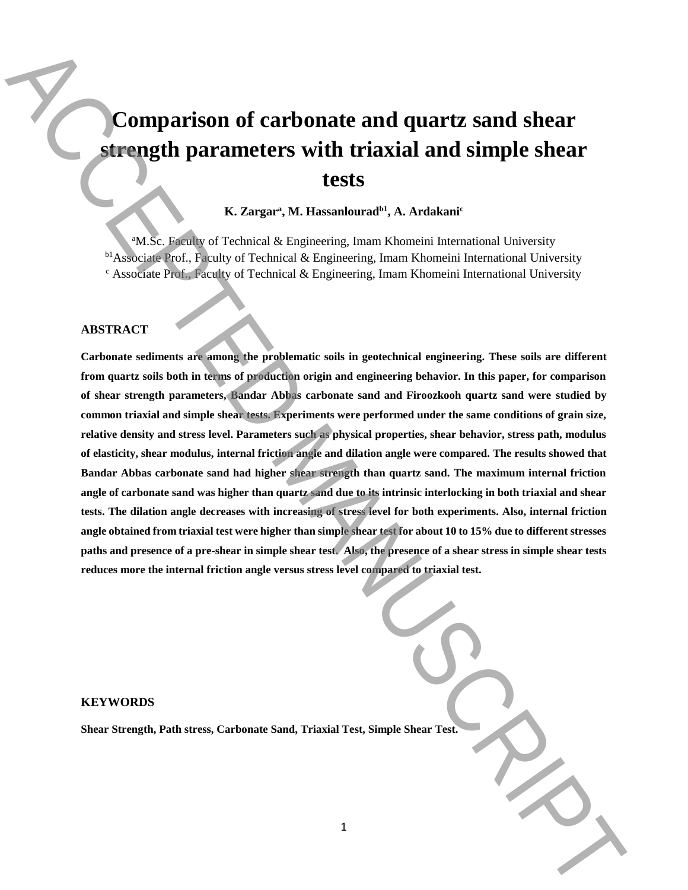# Comparison of carbonate and quartz sand shear strength parameters with triaxial and simple shear tests

**K. Zargar[a], M. Hassanlourad[b1], A. Ardakani[c]**

[a]M.Sc. Faculty of Technical & Engineering, Imam Khomeini International University
[b1]Associate Prof., Faculty of Technical & Engineering, Imam Khomeini International University
[c] Associate Prof., Faculty of Technical & Engineering, Imam Khomeini International University

## ABSTRACT

**Carbonate sediments are among the problematic soils in geotechnical engineering. These soils are different from quartz soils both in terms of production origin and engineering behavior. In this paper, for comparison of shear strength parameters, Bandar Abbas carbonate sand and Firoozkooh quartz sand were studied by common triaxial and simple shear tests. Experiments were performed under the same conditions of grain size, relative density and stress level. Parameters such as physical properties, shear behavior, stress path, modulus of elasticity, shear modulus, internal friction angle and dilation angle were compared. The results showed that Bandar Abbas carbonate sand had higher shear strength than quartz sand. The maximum internal friction angle of carbonate sand was higher than quartz sand due to its intrinsic interlocking in both triaxial and shear tests. The dilation angle decreases with increasing of stress level for both experiments. Also, internal friction angle obtained from triaxial test were higher than simple shear test for about 10 to 15% due to different stresses paths and presence of a pre-shear in simple shear test. Also, the presence of a shear stress in simple shear tests reduces more the internal friction angle versus stress level compared to triaxial test.**

## KEYWORDS

**Shear Strength, Path stress, Carbonate Sand, Triaxial Test, Simple Shear Test.**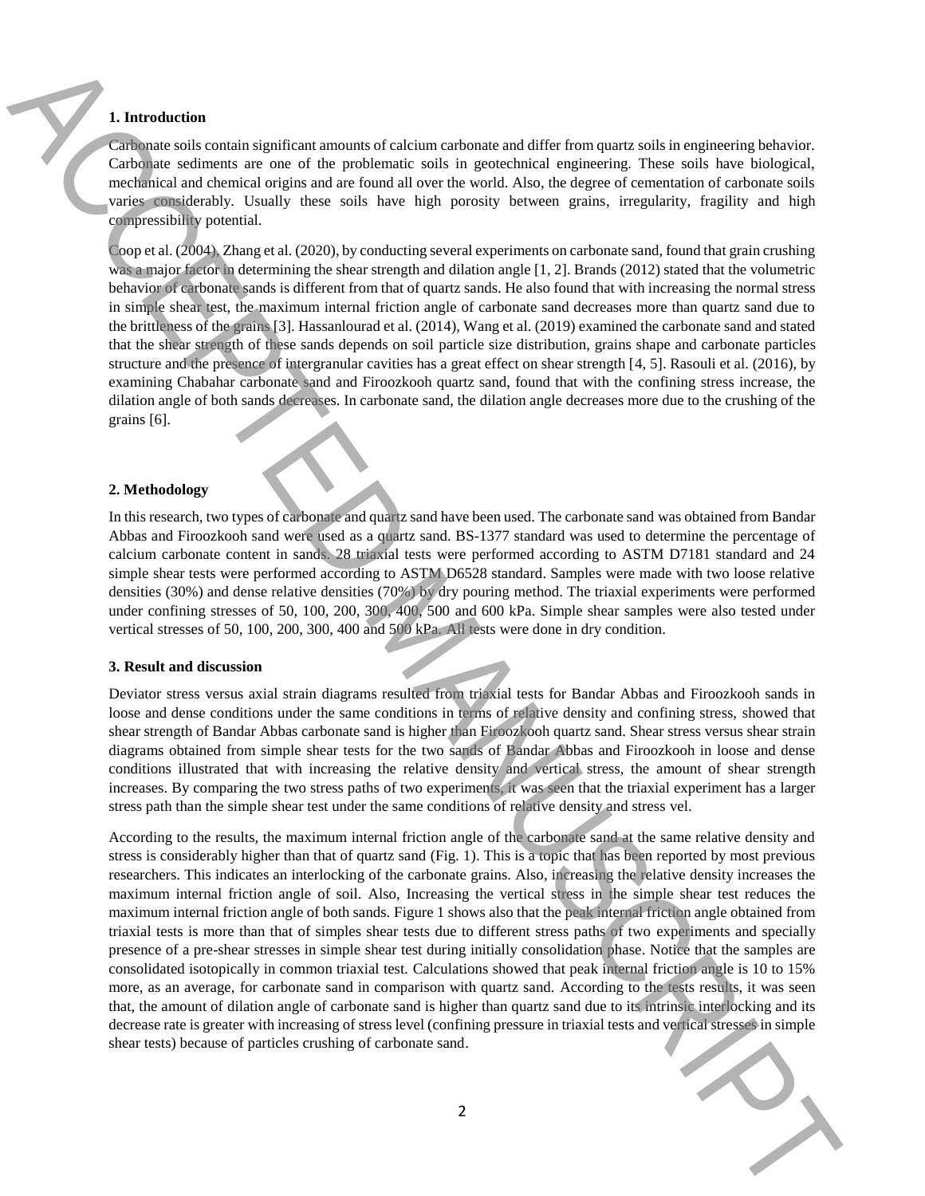## 1. Introduction

Carbonate soils contain significant amounts of calcium carbonate and differ from quartz soils in engineering behavior. Carbonate sediments are one of the problematic soils in geotechnical engineering. These soils have biological, mechanical and chemical origins and are found all over the world. Also, the degree of cementation of carbonate soils varies considerably. Usually these soils have high porosity between grains, irregularity, fragility and high compressibility potential.

Coop et al. (2004), Zhang et al. (2020), by conducting several experiments on carbonate sand, found that grain crushing was a major factor in determining the shear strength and dilation angle [1, 2]. Brands (2012) stated that the volumetric behavior of carbonate sands is different from that of quartz sands. He also found that with increasing the normal stress in simple shear test, the maximum internal friction angle of carbonate sand decreases more than quartz sand due to the brittleness of the grains [3]. Hassanlourad et al. (2014), Wang et al. (2019) examined the carbonate sand and stated that the shear strength of these sands depends on soil particle size distribution, grains shape and carbonate particles structure and the presence of intergranular cavities has a great effect on shear strength [4, 5]. Rasouli et al. (2016), by examining Chabahar carbonate sand and Firoozkooh quartz sand, found that with the confining stress increase, the dilation angle of both sands decreases. In carbonate sand, the dilation angle decreases more due to the crushing of the grains [6].

## 2. Methodology

In this research, two types of carbonate and quartz sand have been used. The carbonate sand was obtained from Bandar Abbas and Firoozkooh sand were used as a quartz sand. BS-1377 standard was used to determine the percentage of calcium carbonate content in sands. 28 triaxial tests were performed according to ASTM D7181 standard and 24 simple shear tests were performed according to ASTM D6528 standard. Samples were made with two loose relative densities (30%) and dense relative densities (70%) by dry pouring method. The triaxial experiments were performed under confining stresses of 50, 100, 200, 300, 400, 500 and 600 kPa. Simple shear samples were also tested under vertical stresses of 50, 100, 200, 300, 400 and 500 kPa. All tests were done in dry condition.

## 3. Result and discussion

Deviator stress versus axial strain diagrams resulted from triaxial tests for Bandar Abbas and Firoozkooh sands in loose and dense conditions under the same conditions in terms of relative density and confining stress, showed that shear strength of Bandar Abbas carbonate sand is higher than Firoozkooh quartz sand. Shear stress versus shear strain diagrams obtained from simple shear tests for the two sands of Bandar Abbas and Firoozkooh in loose and dense conditions illustrated that with increasing the relative density and vertical stress, the amount of shear strength increases. By comparing the two stress paths of two experiments, it was seen that the triaxial experiment has a larger stress path than the simple shear test under the same conditions of relative density and stress vel.

According to the results, the maximum internal friction angle of the carbonate sand at the same relative density and stress is considerably higher than that of quartz sand (Fig. 1). This is a topic that has been reported by most previous researchers. This indicates an interlocking of the carbonate grains. Also, increasing the relative density increases the maximum internal friction angle of soil. Also, Increasing the vertical stress in the simple shear test reduces the maximum internal friction angle of both sands. Figure 1 shows also that the peak internal friction angle obtained from triaxial tests is more than that of simples shear tests due to different stress paths of two experiments and specially presence of a pre-shear stresses in simple shear test during initially consolidation phase. Notice that the samples are consolidated isotopically in common triaxial test. Calculations showed that peak internal friction angle is 10 to 15% more, as an average, for carbonate sand in comparison with quartz sand. According to the tests results, it was seen that, the amount of dilation angle of carbonate sand is higher than quartz sand due to its intrinsic interlocking and its decrease rate is greater with increasing of stress level (confining pressure in triaxial tests and vertical stresses in simple shear tests) because of particles crushing of carbonate sand.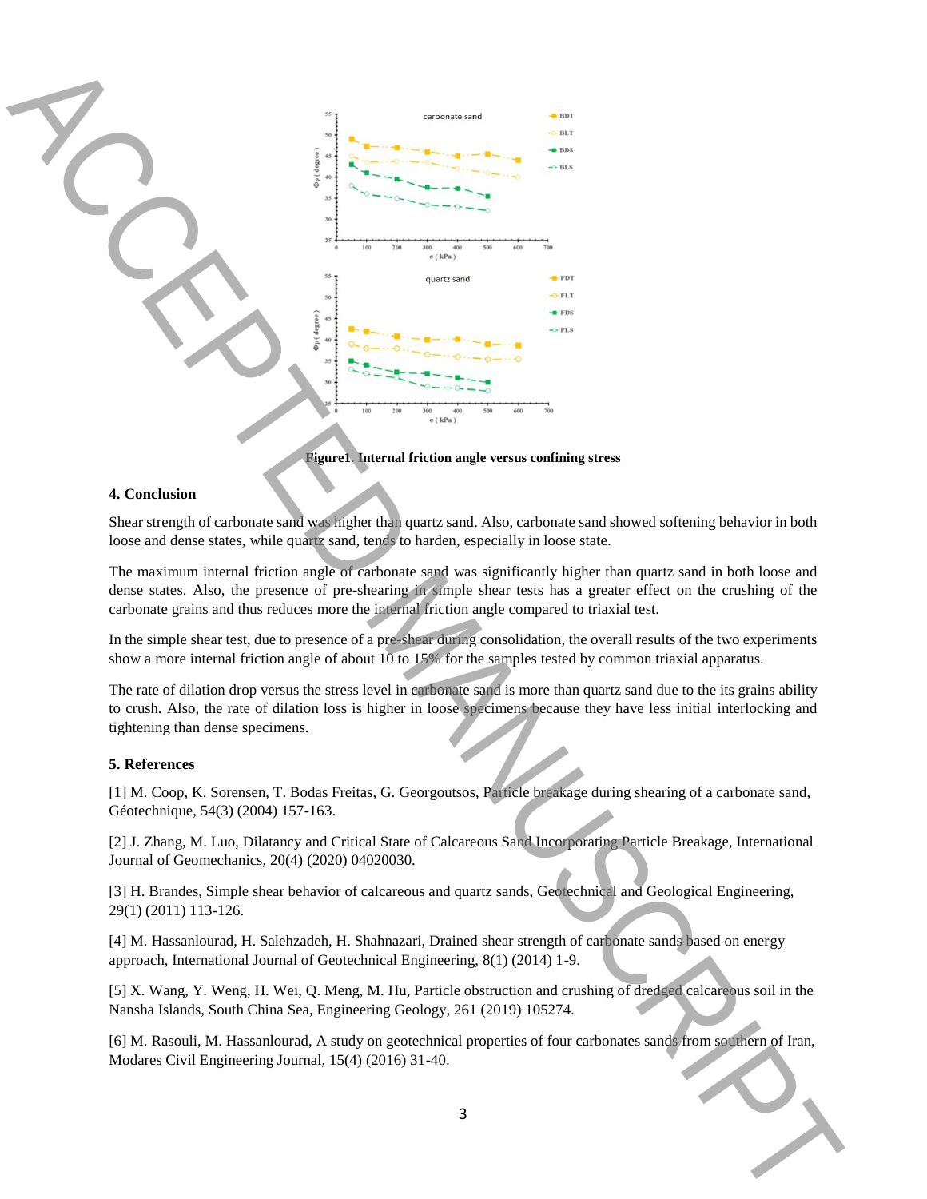Figure1. Internal friction angle versus confining stress

### 4. Conclusion

Shear strength of carbonate sand was higher than quartz sand. Also, carbonate sand showed softening behavior in both loose and dense states, while quartz sand, tends to harden, especially in loose state.

The maximum internal friction angle of carbonate sand was significantly higher than quartz sand in both loose and dense states. Also, the presence of pre-shearing in simple shear tests has a greater effect on the crushing of the carbonate grains and thus reduces more the internal friction angle compared to triaxial test.

In the simple shear test, due to presence of a pre-shear during consolidation, the overall results of the two experiments show a more internal friction angle of about 10 to 15% for the samples tested by common triaxial apparatus.

The rate of dilation drop versus the stress level in carbonate sand is more than quartz sand due to the its grains ability to crush. Also, the rate of dilation loss is higher in loose specimens because they have less initial interlocking and tightening than dense specimens.

### 5. References

[1] M. Coop, K. Sorensen, T. Bodas Freitas, G. Georgoutsos, Particle breakage during shearing of a carbonate sand, Géotechnique, 54(3) (2004) 157-163.

[2] J. Zhang, M. Luo, Dilatancy and Critical State of Calcareous Sand Incorporating Particle Breakage, International Journal of Geomechanics, 20(4) (2020) 04020030.

[3] H. Brandes, Simple shear behavior of calcareous and quartz sands, Geotechnical and Geological Engineering, 29(1) (2011) 113-126.

[4] M. Hassanlourad, H. Salehzadeh, H. Shahnazari, Drained shear strength of carbonate sands based on energy approach, International Journal of Geotechnical Engineering, 8(1) (2014) 1-9.

[5] X. Wang, Y. Weng, H. Wei, Q. Meng, M. Hu, Particle obstruction and crushing of dredged calcareous soil in the Nansha Islands, South China Sea, Engineering Geology, 261 (2019) 105274.

[6] M. Rasouli, M. Hassanlourad, A study on geotechnical properties of four carbonates sands from southern of Iran, Modares Civil Engineering Journal, 15(4) (2016) 31-40.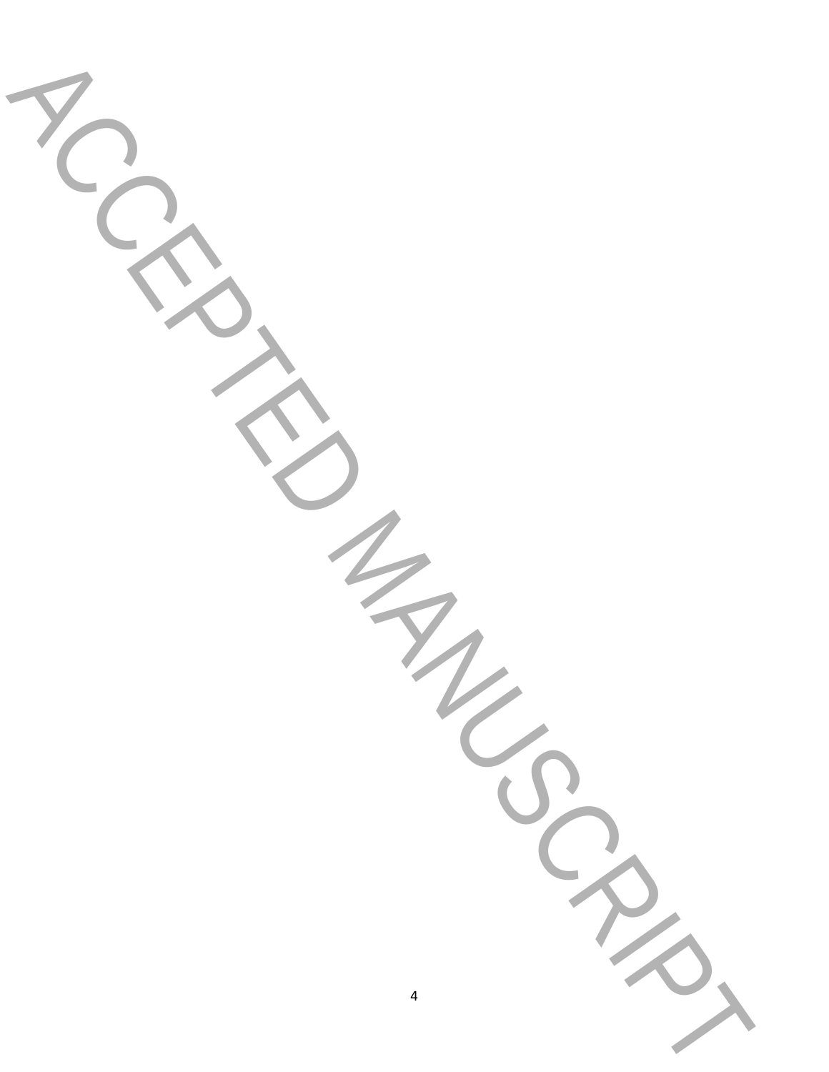ACCEPTED MANUSCRIPT